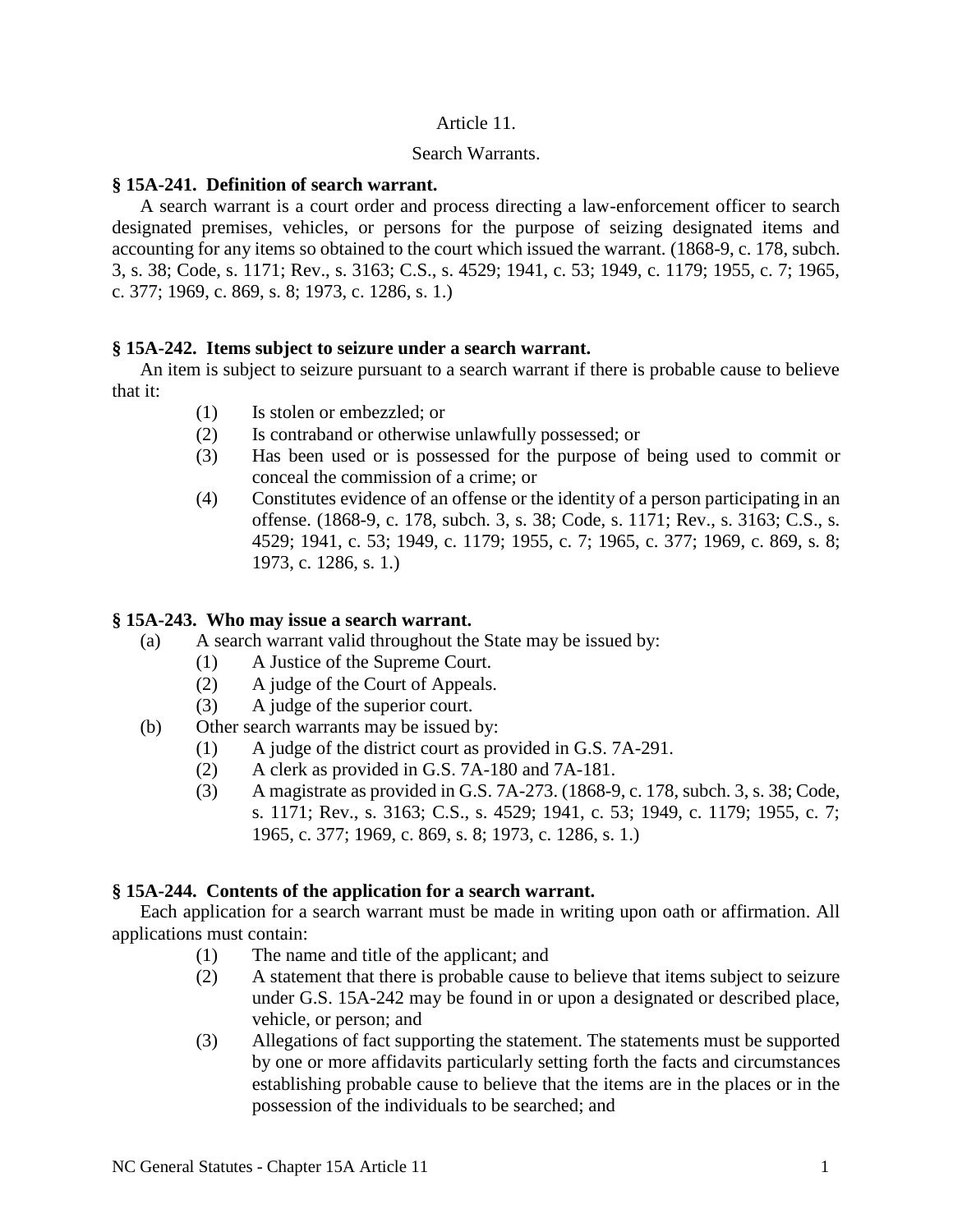# Article 11.

## Search Warrants.

**§ 15A-241. Definition of search warrant.**

A search warrant is a court order and process directing a law-enforcement officer to search designated premises, vehicles, or persons for the purpose of seizing designated items and accounting for any items so obtained to the court which issued the warrant. (1868-9, c. 178, subch. 3, s. 38; Code, s. 1171; Rev., s. 3163; C.S., s. 4529; 1941, c. 53; 1949, c. 1179; 1955, c. 7; 1965, c. 377; 1969, c. 869, s. 8; 1973, c. 1286, s. 1.)

**§ 15A-242. Items subject to seizure under a search warrant.**

An item is subject to seizure pursuant to a search warrant if there is probable cause to believe that it:

(1) Is stolen or embezzled; or

(2) Is contraband or otherwise unlawfully possessed; or

(3) Has been used or is possessed for the purpose of being used to commit or conceal the commission of a crime; or

(4) Constitutes evidence of an offense or the identity of a person participating in an offense. (1868-9, c. 178, subch. 3, s. 38; Code, s. 1171; Rev., s. 3163; C.S., s. 4529; 1941, c. 53; 1949, c. 1179; 1955, c. 7; 1965, c. 377; 1969, c. 869, s. 8; 1973, c. 1286, s. 1.)

**§ 15A-243. Who may issue a search warrant.**

(a) A search warrant valid throughout the State may be issued by:

(1) A Justice of the Supreme Court.

(2) A judge of the Court of Appeals.

(3) A judge of the superior court.

(b) Other search warrants may be issued by:

(1) A judge of the district court as provided in G.S. 7A-291.

(2) A clerk as provided in G.S. 7A-180 and 7A-181.

(3) A magistrate as provided in G.S. 7A-273. (1868-9, c. 178, subch. 3, s. 38; Code, s. 1171; Rev., s. 3163; C.S., s. 4529; 1941, c. 53; 1949, c. 1179; 1955, c. 7; 1965, c. 377; 1969, c. 869, s. 8; 1973, c. 1286, s. 1.)

**§ 15A-244. Contents of the application for a search warrant.**

Each application for a search warrant must be made in writing upon oath or affirmation. All applications must contain:

(1) The name and title of the applicant; and

(2) A statement that there is probable cause to believe that items subject to seizure under G.S. 15A-242 may be found in or upon a designated or described place, vehicle, or person; and

(3) Allegations of fact supporting the statement. The statements must be supported by one or more affidavits particularly setting forth the facts and circumstances establishing probable cause to believe that the items are in the places or in the possession of the individuals to be searched; and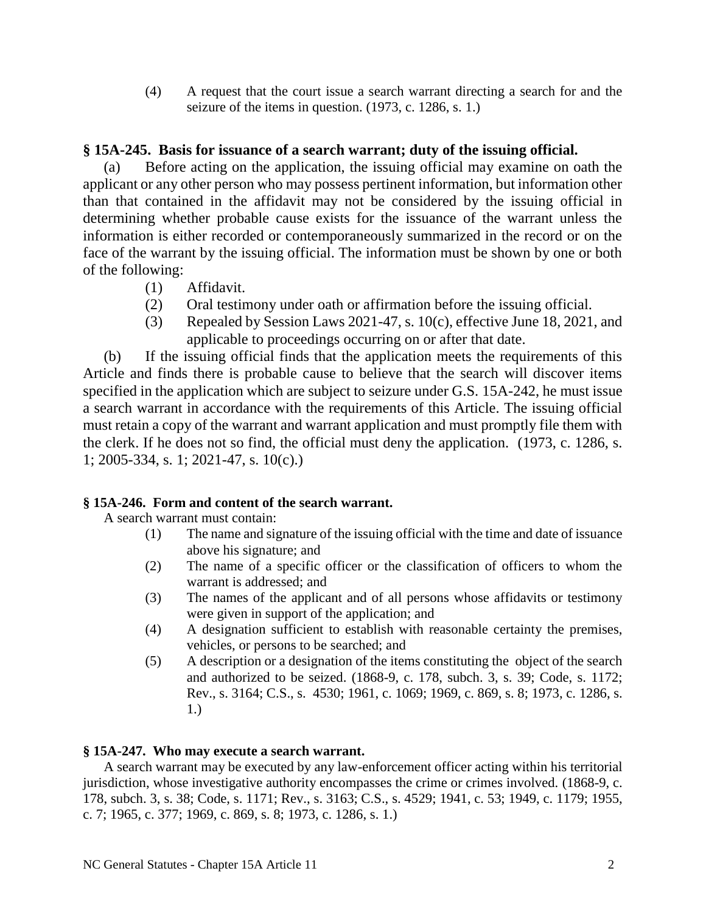(4) A request that the court issue a search warrant directing a search for and the seizure of the items in question. (1973, c. 1286, s. 1.)

## § 15A-245. Basis for issuance of a search warrant; duty of the issuing official.

(a) Before acting on the application, the issuing official may examine on oath the applicant or any other person who may possess pertinent information, but information other than that contained in the affidavit may not be considered by the issuing official in determining whether probable cause exists for the issuance of the warrant unless the information is either recorded or contemporaneously summarized in the record or on the face of the warrant by the issuing official. The information must be shown by one or both of the following:

(1) Affidavit.

(2) Oral testimony under oath or affirmation before the issuing official.

(3) Repealed by Session Laws 2021-47, s. 10(c), effective June 18, 2021, and applicable to proceedings occurring on or after that date.

(b) If the issuing official finds that the application meets the requirements of this Article and finds there is probable cause to believe that the search will discover items specified in the application which are subject to seizure under G.S. 15A-242, he must issue a search warrant in accordance with the requirements of this Article. The issuing official must retain a copy of the warrant and warrant application and must promptly file them with the clerk. If he does not so find, the official must deny the application. (1973, c. 1286, s. 1; 2005-334, s. 1; 2021-47, s. 10(c).)

## § 15A-246. Form and content of the search warrant.

A search warrant must contain:

(1) The name and signature of the issuing official with the time and date of issuance above his signature; and

(2) The name of a specific officer or the classification of officers to whom the warrant is addressed; and

(3) The names of the applicant and of all persons whose affidavits or testimony were given in support of the application; and

(4) A designation sufficient to establish with reasonable certainty the premises, vehicles, or persons to be searched; and

(5) A description or a designation of the items constituting the object of the search and authorized to be seized. (1868-9, c. 178, subch. 3, s. 39; Code, s. 1172; Rev., s. 3164; C.S., s. 4530; 1961, c. 1069; 1969, c. 869, s. 8; 1973, c. 1286, s. 1.)

## § 15A-247. Who may execute a search warrant.

A search warrant may be executed by any law-enforcement officer acting within his territorial jurisdiction, whose investigative authority encompasses the crime or crimes involved. (1868-9, c. 178, subch. 3, s. 38; Code, s. 1171; Rev., s. 3163; C.S., s. 4529; 1941, c. 53; 1949, c. 1179; 1955, c. 7; 1965, c. 377; 1969, c. 869, s. 8; 1973, c. 1286, s. 1.)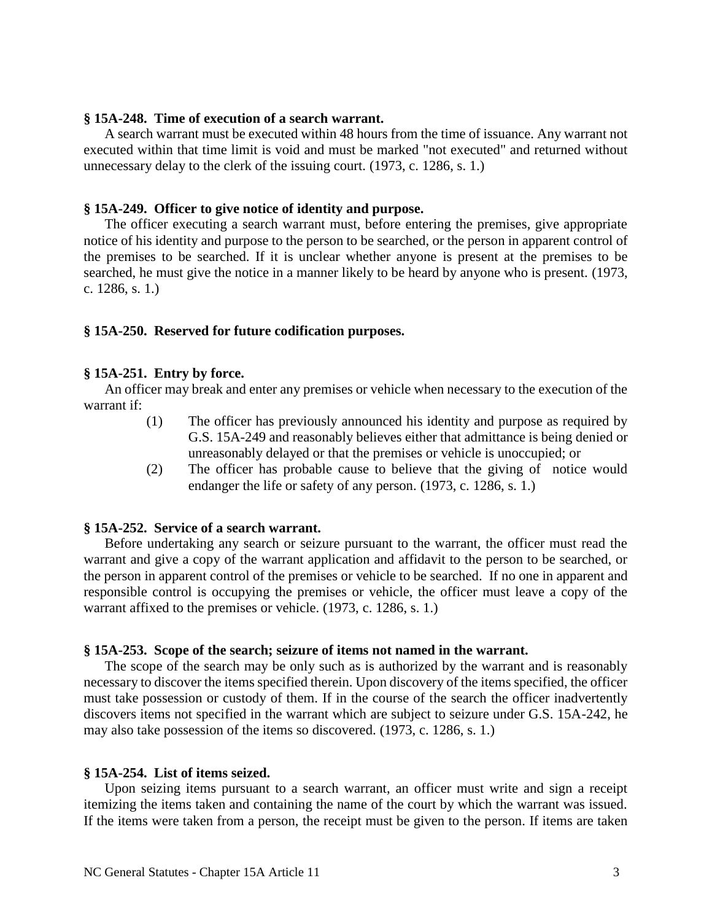**§ 15A-248. Time of execution of a search warrant.**

A search warrant must be executed within 48 hours from the time of issuance. Any warrant not executed within that time limit is void and must be marked "not executed" and returned without unnecessary delay to the clerk of the issuing court. (1973, c. 1286, s. 1.)

**§ 15A-249. Officer to give notice of identity and purpose.**

The officer executing a search warrant must, before entering the premises, give appropriate notice of his identity and purpose to the person to be searched, or the person in apparent control of the premises to be searched. If it is unclear whether anyone is present at the premises to be searched, he must give the notice in a manner likely to be heard by anyone who is present. (1973, c. 1286, s. 1.)

**§ 15A-250. Reserved for future codification purposes.**

**§ 15A-251. Entry by force.**

An officer may break and enter any premises or vehicle when necessary to the execution of the warrant if:

(1) The officer has previously announced his identity and purpose as required by G.S. 15A-249 and reasonably believes either that admittance is being denied or unreasonably delayed or that the premises or vehicle is unoccupied; or

(2) The officer has probable cause to believe that the giving of notice would endanger the life or safety of any person. (1973, c. 1286, s. 1.)

**§ 15A-252. Service of a search warrant.**

Before undertaking any search or seizure pursuant to the warrant, the officer must read the warrant and give a copy of the warrant application and affidavit to the person to be searched, or the person in apparent control of the premises or vehicle to be searched. If no one in apparent and responsible control is occupying the premises or vehicle, the officer must leave a copy of the warrant affixed to the premises or vehicle. (1973, c. 1286, s. 1.)

**§ 15A-253. Scope of the search; seizure of items not named in the warrant.**

The scope of the search may be only such as is authorized by the warrant and is reasonably necessary to discover the items specified therein. Upon discovery of the items specified, the officer must take possession or custody of them. If in the course of the search the officer inadvertently discovers items not specified in the warrant which are subject to seizure under G.S. 15A-242, he may also take possession of the items so discovered. (1973, c. 1286, s. 1.)

**§ 15A-254. List of items seized.**

Upon seizing items pursuant to a search warrant, an officer must write and sign a receipt itemizing the items taken and containing the name of the court by which the warrant was issued. If the items were taken from a person, the receipt must be given to the person. If items are taken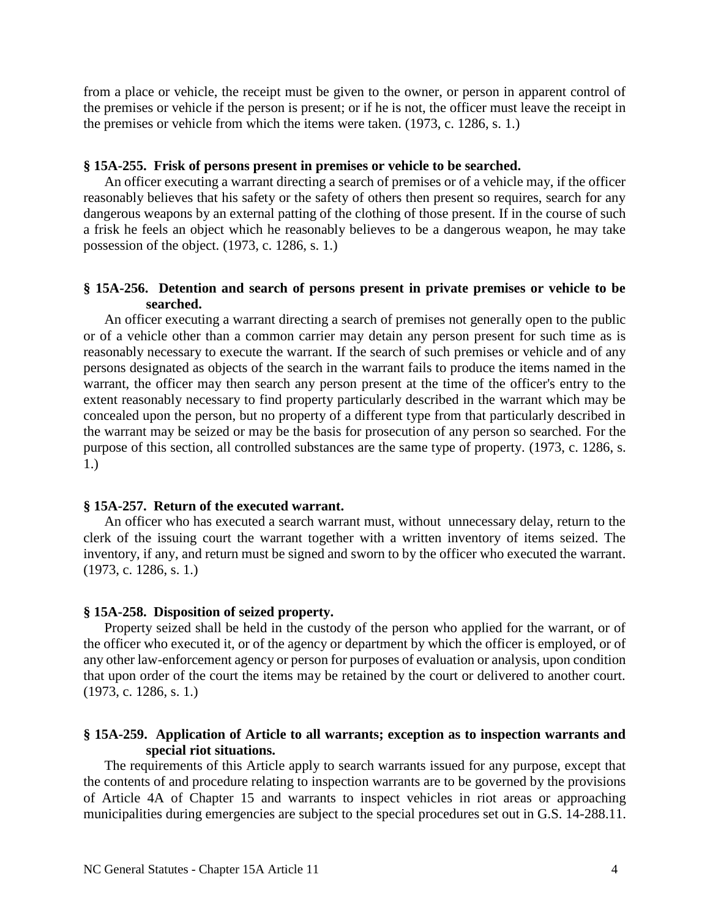from a place or vehicle, the receipt must be given to the owner, or person in apparent control of the premises or vehicle if the person is present; or if he is not, the officer must leave the receipt in the premises or vehicle from which the items were taken. (1973, c. 1286, s. 1.)

### § 15A-255. Frisk of persons present in premises or vehicle to be searched.

An officer executing a warrant directing a search of premises or of a vehicle may, if the officer reasonably believes that his safety or the safety of others then present so requires, search for any dangerous weapons by an external patting of the clothing of those present. If in the course of such a frisk he feels an object which he reasonably believes to be a dangerous weapon, he may take possession of the object. (1973, c. 1286, s. 1.)

### § 15A-256. Detention and search of persons present in private premises or vehicle to be searched.

An officer executing a warrant directing a search of premises not generally open to the public or of a vehicle other than a common carrier may detain any person present for such time as is reasonably necessary to execute the warrant. If the search of such premises or vehicle and of any persons designated as objects of the search in the warrant fails to produce the items named in the warrant, the officer may then search any person present at the time of the officer's entry to the extent reasonably necessary to find property particularly described in the warrant which may be concealed upon the person, but no property of a different type from that particularly described in the warrant may be seized or may be the basis for prosecution of any person so searched. For the purpose of this section, all controlled substances are the same type of property. (1973, c. 1286, s. 1.)

### § 15A-257. Return of the executed warrant.

An officer who has executed a search warrant must, without unnecessary delay, return to the clerk of the issuing court the warrant together with a written inventory of items seized. The inventory, if any, and return must be signed and sworn to by the officer who executed the warrant. (1973, c. 1286, s. 1.)

### § 15A-258. Disposition of seized property.

Property seized shall be held in the custody of the person who applied for the warrant, or of the officer who executed it, or of the agency or department by which the officer is employed, or of any other law-enforcement agency or person for purposes of evaluation or analysis, upon condition that upon order of the court the items may be retained by the court or delivered to another court. (1973, c. 1286, s. 1.)

### § 15A-259. Application of Article to all warrants; exception as to inspection warrants and special riot situations.

The requirements of this Article apply to search warrants issued for any purpose, except that the contents of and procedure relating to inspection warrants are to be governed by the provisions of Article 4A of Chapter 15 and warrants to inspect vehicles in riot areas or approaching municipalities during emergencies are subject to the special procedures set out in G.S. 14-288.11.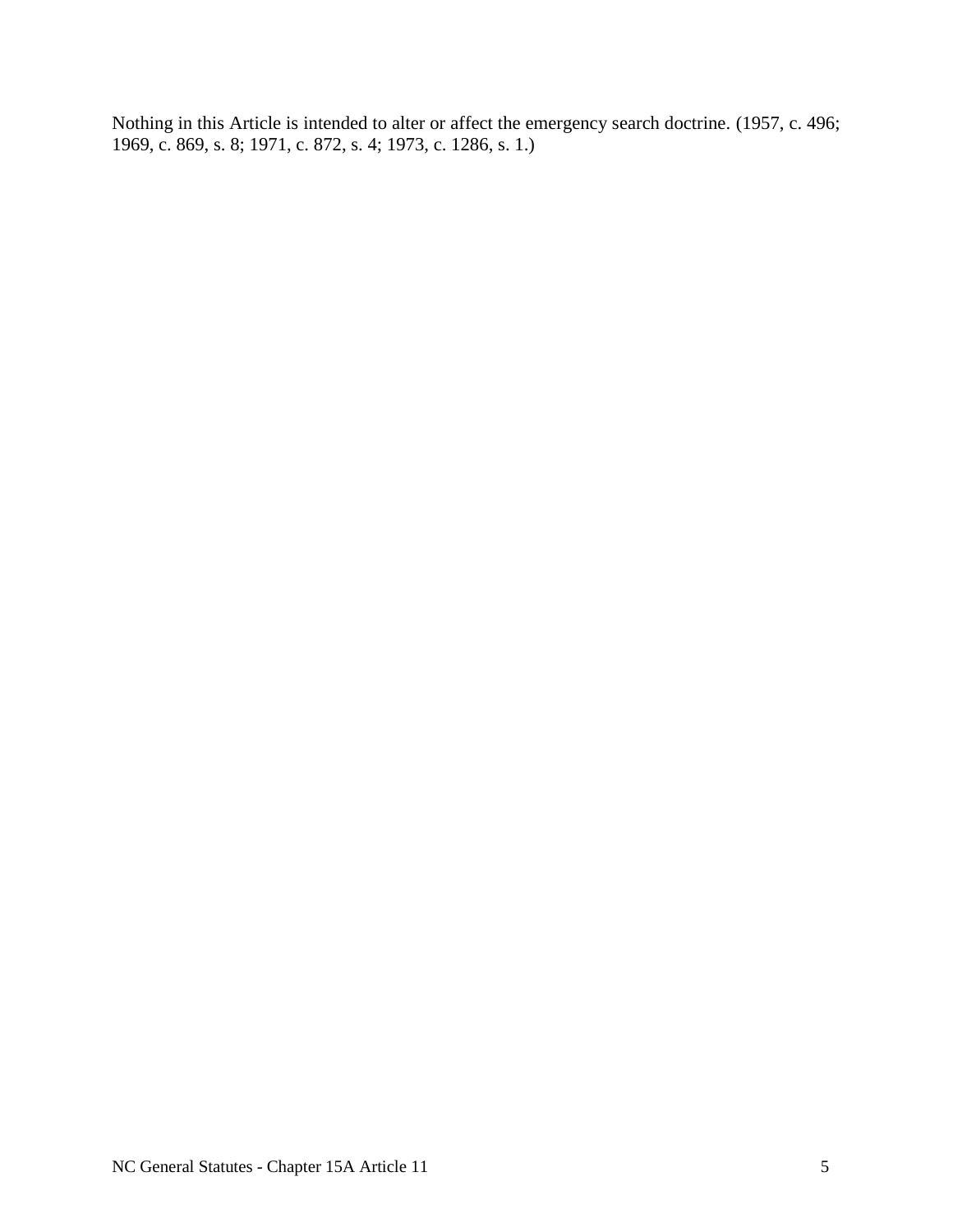Nothing in this Article is intended to alter or affect the emergency search doctrine. (1957, c. 496; 1969, c. 869, s. 8; 1971, c. 872, s. 4; 1973, c. 1286, s. 1.)